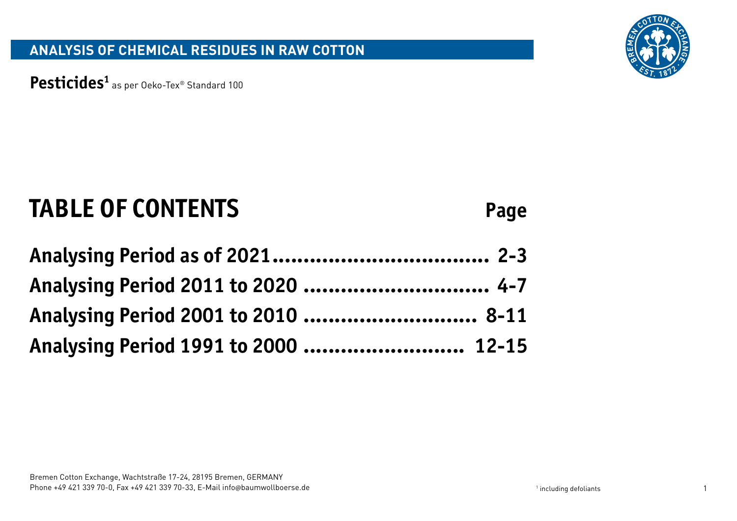# ANALYSIS OF CHEMICAL RESIDUES IN RAW COTTON

**Pesticides**[1] as per Oeko-Tex® Standard 100

## TABLE OF CONTENTS

| | Page |
|---|---|
| **Analysing Period as of 2021** | **2-3** |
| **Analysing Period 2011 to 2020** | **4-7** |
| **Analysing Period 2001 to 2010** | **8-11** |
| **Analysing Period 1991 to 2000** | **12-15** |

Bremen Cotton Exchange, Wachtstraße 17-24, 28195 Bremen, GERMANY
Phone +49 421 339 70-0, Fax +49 421 339 70-33, E-Mail info@baumwollboerse.de

[1] including defoliants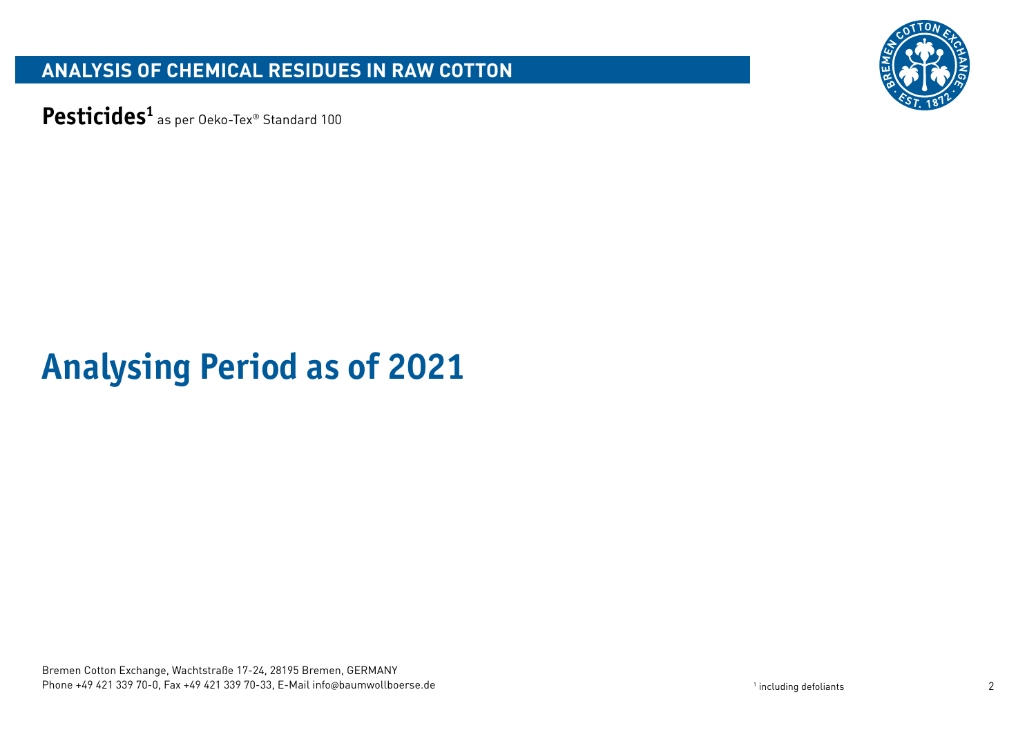## ANALYSIS OF CHEMICAL RESIDUES IN RAW COTTON

**Pesticides**[1] as per Oeko-Tex® Standard 100

# Analysing Period as of 2021

Bremen Cotton Exchange, Wachtstraße 17-24, 28195 Bremen, GERMANY
Phone +49 421 339 70-0, Fax +49 421 339 70-33, E-Mail info@baumwollboerse.de

[1] including defoliants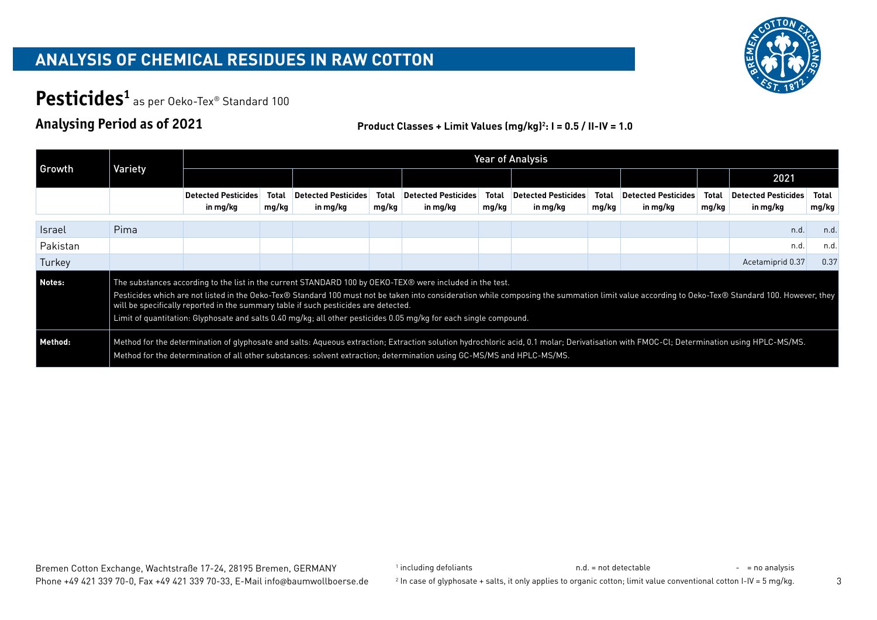# ANALYSIS OF CHEMICAL RESIDUES IN RAW COTTON

## Pesticides[1] as per Oeko-Tex® Standard 100

### Analysing Period as of 2021

**Product Classes + Limit Values (mg/kg)[2]: I = 0.5 / II-IV = 1.0**

| Growth | Variety | Year of Analysis | | | | | | | | | | | |
|---|---|---|---|---|---|---|---|---|---|---|---|---|---|
| | | | | | | | | | | | | 2021 | |
| | | Detected Pesticides in mg/kg | Total mg/kg | Detected Pesticides in mg/kg | Total mg/kg | Detected Pesticides in mg/kg | Total mg/kg | Detected Pesticides in mg/kg | Total mg/kg | Detected Pesticides in mg/kg | Total mg/kg | Detected Pesticides in mg/kg | Total mg/kg |
| Israel | Pima | | | | | | | | | | | n.d. | n.d. |
| Pakistan | | | | | | | | | | | | n.d. | n.d. |
| Turkey | | | | | | | | | | | | Acetamiprid 0.37 | 0.37 |

**Notes:**

The substances according to the list in the current STANDARD 100 by OEKO-TEX® were included in the test.

Pesticides which are not listed in the Oeko-Tex® Standard 100 must not be taken into consideration while composing the summation limit value according to Oeko-Tex® Standard 100. However, they will be specifically reported in the summary table if such pesticides are detected.

Limit of quantitation: Glyphosate and salts 0.40 mg/kg; all other pesticides 0.05 mg/kg for each single compound.

**Method:**

Method for the determination of glyphosate and salts: Aqueous extraction; Extraction solution hydrochloric acid, 0.1 molar; Derivatisation with FMOC-Cl; Determination using HPLC-MS/MS.

Method for the determination of all other substances: solvent extraction; determination using GC-MS/MS and HPLC-MS/MS.

Bremen Cotton Exchange, Wachtstraße 17-24, 28195 Bremen, GERMANY
Phone +49 421 339 70-0, Fax +49 421 339 70-33, E-Mail info@baumwollboerse.de

[1] including defoliants

[2] In case of glyphosate + salts, it only applies to organic cotton; limit value conventional cotton I-IV = 5 mg/kg.

n.d. = not detectable

\- = no analysis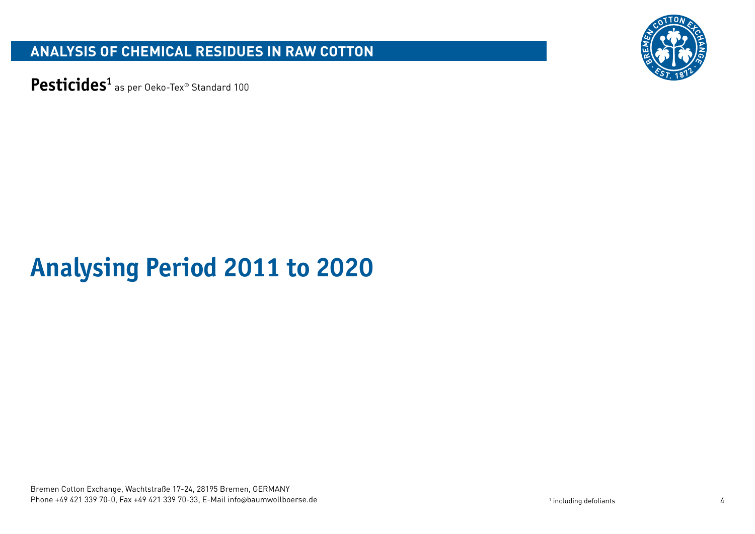## ANALYSIS OF CHEMICAL RESIDUES IN RAW COTTON

**Pesticides**[1] as per Oeko-Tex® Standard 100

# Analysing Period 2011 to 2020

Bremen Cotton Exchange, Wachtstraße 17-24, 28195 Bremen, GERMANY
Phone +49 421 339 70-0, Fax +49 421 339 70-33, E-Mail info@baumwollboerse.de

[1] including defoliants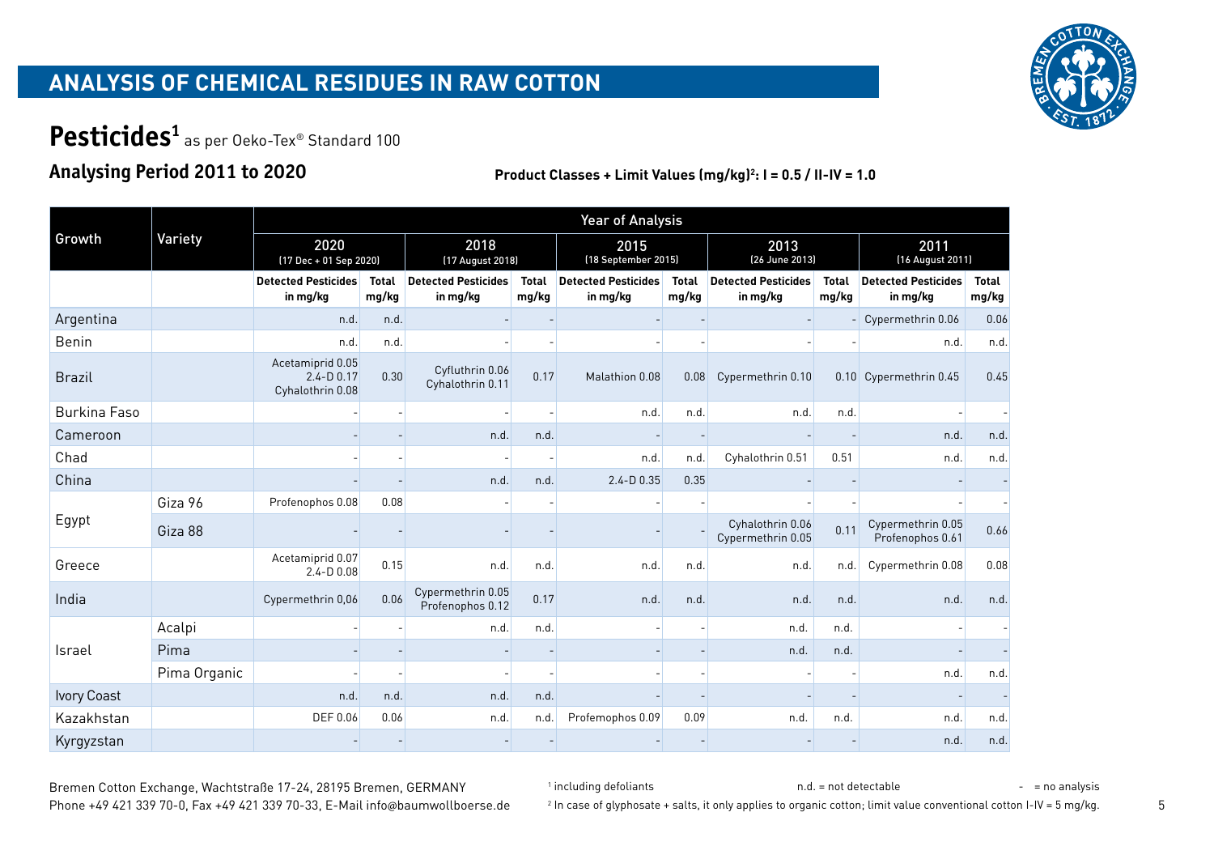# ANALYSIS OF CHEMICAL RESIDUES IN RAW COTTON

## Pesticides[1] as per Oeko-Tex® Standard 100

### Analysing Period 2011 to 2020

**Product Classes + Limit Values (mg/kg)[2]: I = 0.5 / II-IV = 1.0**

| Growth | Variety | Year of Analysis | | | | | | | | | |
|---|---|---|---|---|---|---|---|---|---|---|---|
| | | 2020 (17 Dec + 01 Sep 2020) | | 2018 (17 August 2018) | | 2015 (18 September 2015) | | 2013 (26 June 2013) | | 2011 (16 August 2011) | |
| | | Detected Pesticides in mg/kg | Total mg/kg | Detected Pesticides in mg/kg | Total mg/kg | Detected Pesticides in mg/kg | Total mg/kg | Detected Pesticides in mg/kg | Total mg/kg | Detected Pesticides in mg/kg | Total mg/kg |
| Argentina | | n.d. | n.d. | - | - | - | - | - | - | Cypermethrin 0.06 | 0.06 |
| Benin | | n.d. | n.d. | - | - | - | - | - | - | n.d. | n.d. |
| Brazil | | Acetamiprid 0.05 2.4-D 0.17 Cyhalothrin 0.08 | 0.30 | Cyfluthrin 0.06 Cyhalothrin 0.11 | 0.17 | Malathion 0.08 | 0.08 | Cypermethrin 0.10 | 0.10 | Cypermethrin 0.45 | 0.45 |
| Burkina Faso | | - | - | - | - | n.d. | n.d. | n.d. | n.d. | - | - |
| Cameroon | | - | - | n.d. | n.d. | - | - | - | - | n.d. | n.d. |
| Chad | | - | - | - | - | n.d. | n.d. | Cyhalothrin 0.51 | 0.51 | n.d. | n.d. |
| China | | - | - | n.d. | n.d. | 2.4-D 0.35 | 0.35 | - | - | - | - |
| Egypt | Giza 96 | Profenophos 0.08 | 0.08 | - | - | - | - | - | - | - | - |
| | Giza 88 | - | - | - | - | - | - | Cyhalothrin 0.06 Cypermethrin 0.05 | 0.11 | Cypermethrin 0.05 Profenophos 0.61 | 0.66 |
| Greece | | Acetamiprid 0.07 2.4-D 0.08 | 0.15 | n.d. | n.d. | n.d. | n.d. | n.d. | n.d. | Cypermethrin 0.08 | 0.08 |
| India | | Cypermethrin 0,06 | 0.06 | Cypermethrin 0.05 Profenophos 0.12 | 0.17 | n.d. | n.d. | n.d. | n.d. | n.d. | n.d. |
| Israel | Acalpi | - | - | n.d. | n.d. | - | - | n.d. | n.d. | - | - |
| | Pima | - | - | - | - | - | - | n.d. | n.d. | - | - |
| | Pima Organic | - | - | - | - | - | - | - | - | n.d. | n.d. |
| Ivory Coast | | n.d. | n.d. | n.d. | n.d. | - | - | - | - | - | - |
| Kazakhstan | | DEF 0.06 | 0.06 | n.d. | n.d. | Profemophos 0.09 | 0.09 | n.d. | n.d. | n.d. | n.d. |
| Kyrgyzstan | | - | - | - | - | - | - | - | - | n.d. | n.d. |

Bremen Cotton Exchange, Wachtstraße 17-24, 28195 Bremen, GERMANY
Phone +49 421 339 70-0, Fax +49 421 339 70-33, E-Mail info@baumwollboerse.de

[1] including defoliants

[2] In case of glyphosate + salts, it only applies to organic cotton; limit value conventional cotton I-IV = 5 mg/kg.

n.d. = not detectable

\- = no analysis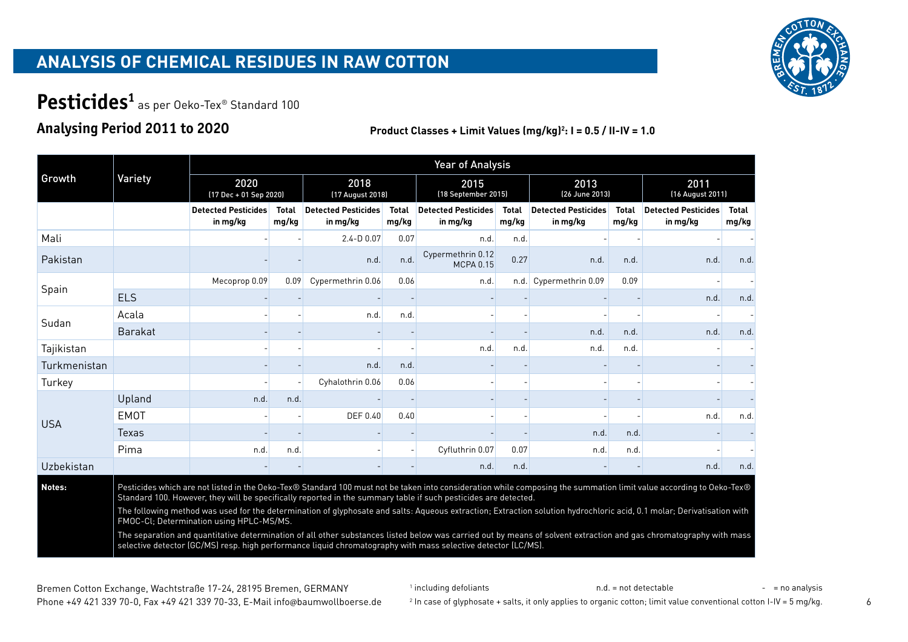# ANALYSIS OF CHEMICAL RESIDUES IN RAW COTTON

## Pesticides[1] as per Oeko-Tex® Standard 100

### Analysing Period 2011 to 2020

**Product Classes + Limit Values (mg/kg)[2]: I = 0.5 / II-IV = 1.0**

| Growth | Variety | Year of Analysis | | | | | | | | | |
|---|---|---|---|---|---|---|---|---|---|---|---|
| | | 2020 (17 Dec + 01 Sep 2020) | | 2018 (17 August 2018) | | 2015 (18 September 2015) | | 2013 (26 June 2013) | | 2011 (16 August 2011) | |
| | | Detected Pesticides in mg/kg | Total mg/kg | Detected Pesticides in mg/kg | Total mg/kg | Detected Pesticides in mg/kg | Total mg/kg | Detected Pesticides in mg/kg | Total mg/kg | Detected Pesticides in mg/kg | Total mg/kg |
| Mali | | - | - | 2.4-D 0.07 | 0.07 | n.d. | n.d. | - | - | - | - |
| Pakistan | | - | - | n.d. | n.d. | Cypermethrin 0.12 MCPA 0.15 | 0.27 | n.d. | n.d. | n.d. | n.d. |
| Spain | | Mecoprop 0.09 | 0.09 | Cypermethrin 0.06 | 0.06 | n.d. | n.d. | Cypermethrin 0.09 | 0.09 | - | - |
| | ELS | - | - | - | - | - | - | - | - | n.d. | n.d. |
| Sudan | Acala | - | - | n.d. | n.d. | - | - | - | - | - | - |
| | Barakat | - | - | - | - | - | - | n.d. | n.d. | n.d. | n.d. |
| Tajikistan | | - | - | - | - | n.d. | n.d. | n.d. | n.d. | - | - |
| Turkmenistan | | - | - | n.d. | n.d. | - | - | - | - | - | - |
| Turkey | | - | - | Cyhalothrin 0.06 | 0.06 | - | - | - | - | - | - |
| USA | Upland | n.d. | n.d. | - | - | - | - | - | - | - | - |
| | EMOT | - | - | DEF 0.40 | 0.40 | - | - | - | - | n.d. | n.d. |
| | Texas | - | - | - | - | - | - | n.d. | n.d. | - | - |
| | Pima | n.d. | n.d. | - | - | Cyfluthrin 0.07 | 0.07 | n.d. | n.d. | - | - |
| Uzbekistan | | - | - | - | - | n.d. | n.d. | - | - | n.d. | n.d. |

**Notes:**

Pesticides which are not listed in the Oeko-Tex® Standard 100 must not be taken into consideration while composing the summation limit value according to Oeko-Tex® Standard 100. However, they will be specifically reported in the summary table if such pesticides are detected.

The following method was used for the determination of glyphosate and salts: Aqueous extraction; Extraction solution hydrochloric acid, 0.1 molar; Derivatisation with FMOC-Cl; Determination using HPLC-MS/MS.

The separation and quantitative determination of all other substances listed below was carried out by means of solvent extraction and gas chromatography with mass selective detector (GC/MS) resp. high performance liquid chromatography with mass selective detector (LC/MS).

Bremen Cotton Exchange, Wachtstraße 17-24, 28195 Bremen, GERMANY
Phone +49 421 339 70-0, Fax +49 421 339 70-33, E-Mail info@baumwollboerse.de

[1] including defoliants

[2] In case of glyphosate + salts, it only applies to organic cotton; limit value conventional cotton I-IV = 5 mg/kg.

n.d. = not detectable

\- = no analysis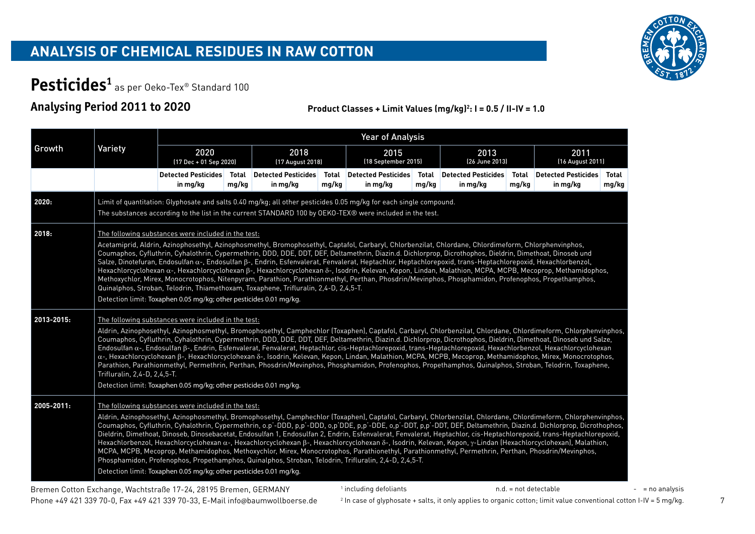# ANALYSIS OF CHEMICAL RESIDUES IN RAW COTTON

## Pesticides[1] as per Oeko-Tex® Standard 100

### Analysing Period 2011 to 2020

**Product Classes + Limit Values (mg/kg)[2]: I = 0.5 / II-IV = 1.0**

| Growth | Variety | Year of Analysis | | | | | | | | | |
|---|---|---|---|---|---|---|---|---|---|---|---|
| | | 2020 (17 Dec + 01 Sep 2020) | | 2018 (17 August 2018) | | 2015 (18 September 2015) | | 2013 (26 June 2013) | | 2011 (16 August 2011) | |
| | | Detected Pesticides in mg/kg | Total mg/kg | Detected Pesticides in mg/kg | Total mg/kg | Detected Pesticides in mg/kg | Total mg/kg | Detected Pesticides in mg/kg | Total mg/kg | Detected Pesticides in mg/kg | Total mg/kg |
| **2020:** | Limit of quantitation: Glyphosate and salts 0.40 mg/kg; all other pesticides 0.05 mg/kg for each single compound. The substances according to the list in the current STANDARD 100 by OEKO-TEX® were included in the test. | | | | | | | | | | |
| **2018:** | The following substances were included in the test: Acetamiprid, Aldrin, Azinophosethyl, Azinophosmethyl, Bromophosethyl, Captafol, Carbaryl, Chlorbenzilat, Chlordane, Chlordimeform, Chlorphenvinphos, Coumaphos, Cyfluthrin, Cyhalothrin, Cypermethrin, DDD, DDE, DDT, DEF, Deltamethrin, Diazin.d. Dichlorprop, Dicrothophos, Dieldrin, Dimethoat, Dinoseb und Salze, Dinotefuran, Endosulfan α-, Endosulfan β-, Endrin, Esfenvalerat, Fenvalerat, Heptachlor, Heptachlorepoxid, trans-Heptachlorepoxid, Hexachlorbenzol, Hexachlorcyclohexan α-, Hexachlorcyclohexan β-, Hexachlorcyclohexan δ-, Isodrin, Kelevan, Kepon, Lindan, Malathion, MCPA, MCPB, Mecoprop, Methamidophos, Methoxychlor, Mirex, Monocrotophos, Nitenpyram, Parathion, Parathionmethyl, Perthan, Phosdrin/Mevinphos, Phosphamidon, Profenophos, Propethamphos, Quinalphos, Stroban, Telodrin, Thiamethoxam, Toxaphene, Trifluralin, 2,4-D, 2,4,5-T. Detection limit: Toxaphen 0.05 mg/kg; other pesticides 0.01 mg/kg. | | | | | | | | | | |
| **2013-2015:** | The following substances were included in the test: Aldrin, Azinophosethyl, Azinophosmethyl, Bromophosethyl, Camphechlor (Toxaphen), Captafol, Carbaryl, Chlorbenzilat, Chlordane, Chlordimeform, Chlorphenvinphos, Coumaphos, Cyfluthrin, Cyhalothrin, Cypermethrin, DDD, DDE, DDT, DEF, Deltamethrin, Diazin.d. Dichlorprop, Dicrothophos, Dieldrin, Dimethoat, Dinoseb und Salze, Endosulfan α-, Endosulfan β-, Endrin, Esfenvalerat, Fenvalerat, Heptachlor, cis-Heptachlorepoxid, trans-Heptachlorepoxid, Hexachlorbenzol, Hexachlorcyclohexan α-, Hexachlorcyclohexan β-, Hexachlorcyclohexan δ-, Isodrin, Kelevan, Kepon, Lindan, Malathion, MCPA, MCPB, Mecoprop, Methamidophos, Mirex, Monocrotophos, Parathion, Parathionmethyl, Permethrin, Perthan, Phosdrin/Mevinphos, Phosphamidon, Profenophos, Propethamphos, Quinalphos, Stroban, Telodrin, Toxaphene, Trifluralin, 2,4-D, 2,4,5-T. Detection limit: Toxaphen 0.05 mg/kg; other pesticides 0.01 mg/kg. | | | | | | | | | | |
| **2005-2011:** | The following substances were included in the test: Aldrin, Azinophosethyl, Azinophosmethyl, Bromophosethyl, Camphechlor (Toxaphen), Captafol, Carbaryl, Chlorbenzilat, Chlordane, Chlordimeform, Chlorphenvinphos, Coumaphos, Cyfluthrin, Cyhalothrin, Cypermethrin, o,p'-DDD, p,p'-DDD, o,p'DDE, p,p'-DDE, o,p'-DDT, p,p'-DDT, DEF, Deltamethrin, Diazin.d. Dichlorprop, Dicrothophos, Dieldrin, Dimethoat, Dinoseb, Dinosebacetat, Endosulfan 1, Endosulfan 2, Endrin, Esfenvalerat, Fenvalerat, Heptachlor, cis-Heptachlorepoxid, trans-Heptachlorepoxid, Hexachlorbenzol, Hexachlorcyclohexan α-, Hexachlorcyclohexan β-, Hexachlorcyclohexan δ-, Isodrin, Kelevan, Kepon, γ-Lindan (Hexachlorcyclohexan), Malathion, MCPA, MCPB, Mecoprop, Methamidophos, Methoxychlor, Mirex, Monocrotophos, Parathionethyl, Parathionmethyl, Permethrin, Perthan, Phosdrin/Mevinphos, Phosphamidon, Profenophos, Propethamphos, Quinalphos, Stroban, Telodrin, Trifluralin, 2,4-D, 2,4,5-T. Detection limit: Toxaphen 0.05 mg/kg; other pesticides 0.01 mg/kg. | | | | | | | | | | |

Bremen Cotton Exchange, Wachtstraße 17-24, 28195 Bremen, GERMANY
Phone +49 421 339 70-0, Fax +49 421 339 70-33, E-Mail info@baumwollboerse.de

[1] including defoliants

[2] In case of glyphosate + salts, it only applies to organic cotton; limit value conventional cotton I-IV = 5 mg/kg.

n.d. = not detectable

\- = no analysis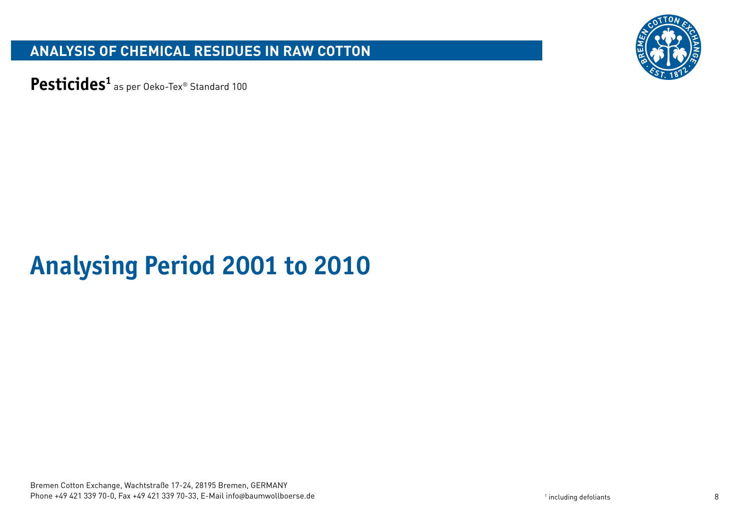## ANALYSIS OF CHEMICAL RESIDUES IN RAW COTTON

**Pesticides**[1] as per Oeko-Tex® Standard 100

# Analysing Period 2001 to 2010

Bremen Cotton Exchange, Wachtstraße 17-24, 28195 Bremen, GERMANY
Phone +49 421 339 70-0, Fax +49 421 339 70-33, E-Mail info@baumwollboerse.de

[1] including defoliants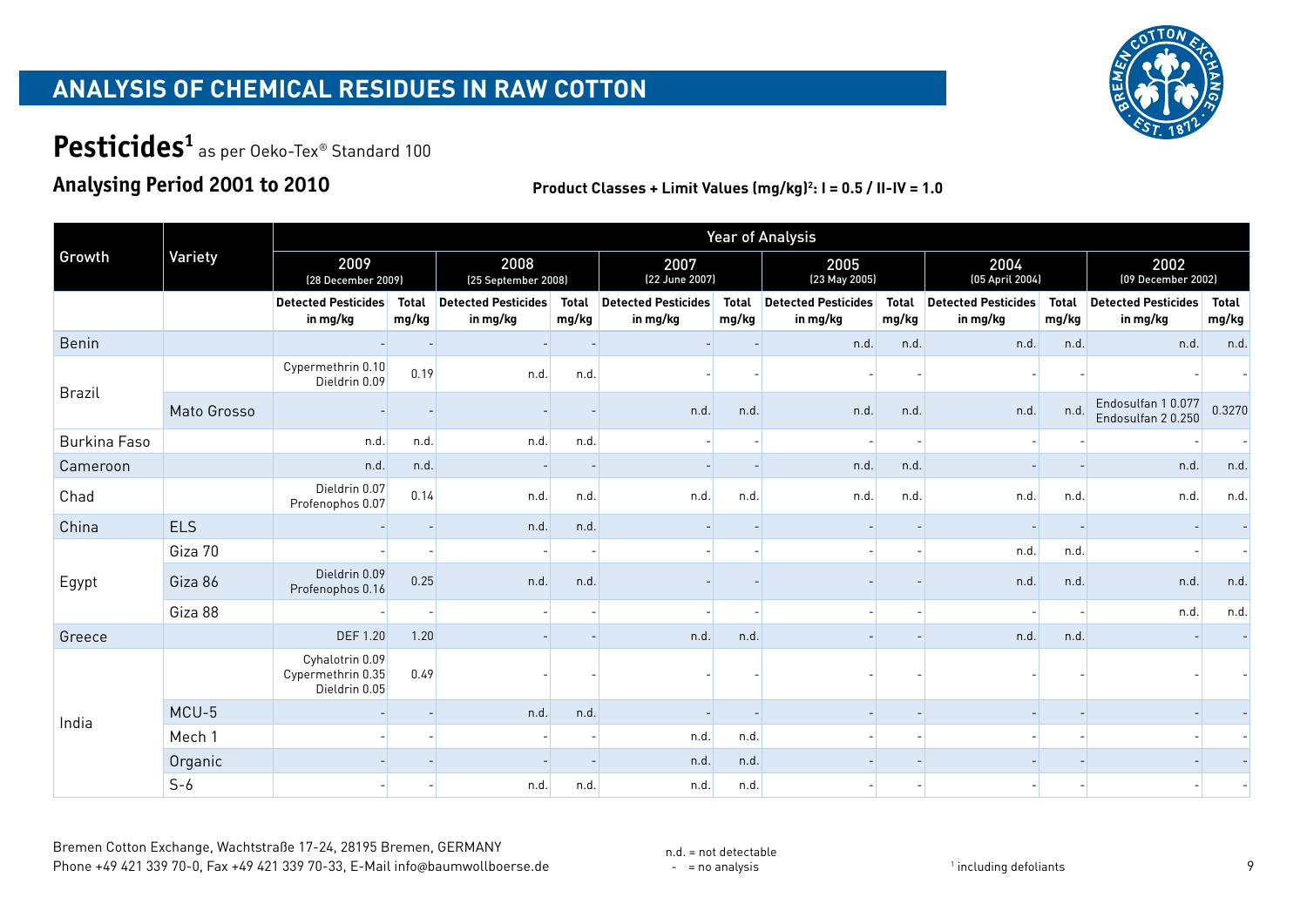# ANALYSIS OF CHEMICAL RESIDUES IN RAW COTTON

## Pesticides[1] as per Oeko-Tex® Standard 100

### Analysing Period 2001 to 2010

**Product Classes + Limit Values (mg/kg)[2]: I = 0.5 / II-IV = 1.0**

| Growth | Variety | Year of Analysis | | | | | | | | | | | |
|---|---|---|---|---|---|---|---|---|---|---|---|---|---|
| | | 2009 (28 December 2009) | | 2008 (25 September 2008) | | 2007 (22 June 2007) | | 2005 (23 May 2005) | | 2004 (05 April 2004) | | 2002 (09 December 2002) | |
| | | Detected Pesticides in mg/kg | Total mg/kg | Detected Pesticides in mg/kg | Total mg/kg | Detected Pesticides in mg/kg | Total mg/kg | Detected Pesticides in mg/kg | Total mg/kg | Detected Pesticides in mg/kg | Total mg/kg | Detected Pesticides in mg/kg | Total mg/kg |
| Benin | | - | - | - | - | - | - | n.d. | n.d. | n.d. | n.d. | n.d. | n.d. |
| Brazil | | Cypermethrin 0.10 Dieldrin 0.09 | 0.19 | n.d. | n.d. | - | - | - | - | - | - | - | - |
| | Mato Grosso | - | - | - | - | n.d. | n.d. | n.d. | n.d. | n.d. | n.d. | Endosulfan 1 0.077 Endosulfan 2 0.250 | 0.3270 |
| Burkina Faso | | n.d. | n.d. | n.d. | n.d. | - | - | - | - | - | - | - | - |
| Cameroon | | n.d. | n.d. | - | - | - | - | n.d. | n.d. | - | - | n.d. | n.d. |
| Chad | | Dieldrin 0.07 Profenophos 0.07 | 0.14 | n.d. | n.d. | n.d. | n.d. | n.d. | n.d. | n.d. | n.d. | n.d. | n.d. |
| China | ELS | - | - | n.d. | n.d. | - | - | - | - | - | - | - | - |
| Egypt | Giza 70 | - | - | - | - | - | - | - | - | n.d. | n.d. | - | - |
| | Giza 86 | Dieldrin 0.09 Profenophos 0.16 | 0.25 | n.d. | n.d. | - | - | - | - | n.d. | n.d. | n.d. | n.d. |
| | Giza 88 | - | - | - | - | - | - | - | - | - | - | n.d. | n.d. |
| Greece | | DEF 1.20 | 1.20 | - | - | n.d. | n.d. | - | - | n.d. | n.d. | - | - |
| India | | Cyhalotrin 0.09 Cypermethrin 0.35 Dieldrin 0.05 | 0.49 | - | - | - | - | - | - | - | - | - | - |
| | MCU-5 | - | - | n.d. | n.d. | - | - | - | - | - | - | - | - |
| | Mech 1 | - | - | - | - | n.d. | n.d. | - | - | - | - | - | - |
| | Organic | - | - | - | - | n.d. | n.d. | - | - | - | - | - | - |
| | S-6 | - | - | n.d. | n.d. | n.d. | n.d. | - | - | - | - | - | - |

Bremen Cotton Exchange, Wachtstraße 17-24, 28195 Bremen, GERMANY
Phone +49 421 339 70-0, Fax +49 421 339 70-33, E-Mail info@baumwollboerse.de

n.d. = not detectable
- = no analysis

[1] including defoliants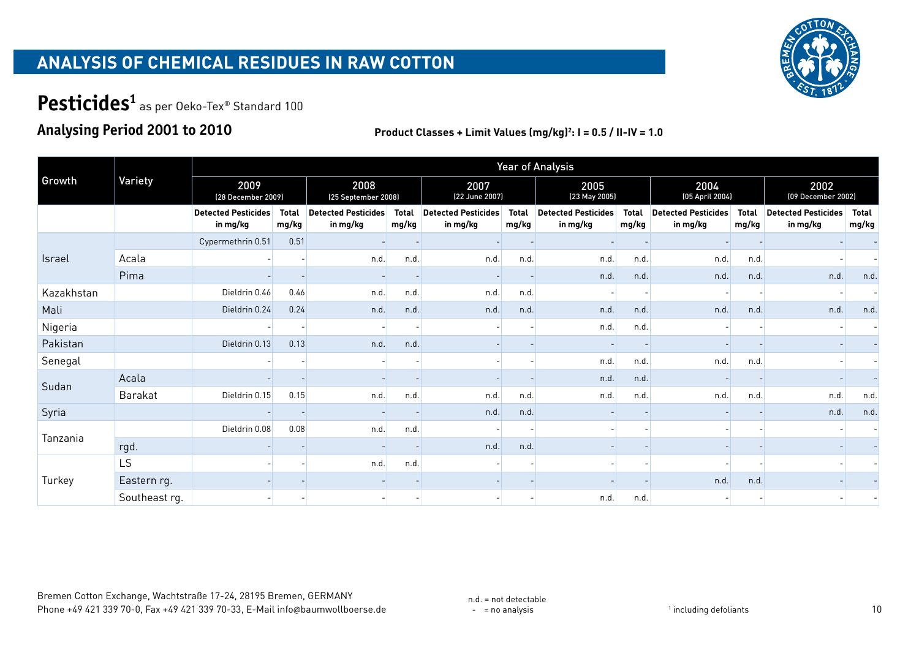# ANALYSIS OF CHEMICAL RESIDUES IN RAW COTTON

## Pesticides[1] as per Oeko-Tex® Standard 100

### Analysing Period 2001 to 2010

**Product Classes + Limit Values (mg/kg)[2]: I = 0.5 / II-IV = 1.0**

| Growth | Variety | Year of Analysis | | | | | | | | | | | |
|---|---|---|---|---|---|---|---|---|---|---|---|---|---|
| | | 2009 (28 December 2009) | | 2008 (25 September 2008) | | 2007 (22 June 2007) | | 2005 (23 May 2005) | | 2004 (05 April 2004) | | 2002 (09 December 2002) | |
| | | Detected Pesticides in mg/kg | Total mg/kg | Detected Pesticides in mg/kg | Total mg/kg | Detected Pesticides in mg/kg | Total mg/kg | Detected Pesticides in mg/kg | Total mg/kg | Detected Pesticides in mg/kg | Total mg/kg | Detected Pesticides in mg/kg | Total mg/kg |
| Israel | | Cypermethrin 0.51 | 0.51 | - | - | - | - | - | - | - | - | - | - |
| | Acala | - | - | n.d. | n.d. | n.d. | n.d. | n.d. | n.d. | n.d. | n.d. | - | - |
| | Pima | - | - | - | - | - | - | n.d. | n.d. | n.d. | n.d. | n.d. | n.d. |
| Kazakhstan | | Dieldrin 0.46 | 0.46 | n.d. | n.d. | n.d. | n.d. | - | - | - | - | - | - |
| Mali | | Dieldrin 0.24 | 0.24 | n.d. | n.d. | n.d. | n.d. | n.d. | n.d. | n.d. | n.d. | n.d. | n.d. |
| Nigeria | | - | - | - | - | - | - | n.d. | n.d. | - | - | - | - |
| Pakistan | | Dieldrin 0.13 | 0.13 | n.d. | n.d. | - | - | - | - | - | - | - | - |
| Senegal | | - | - | - | - | - | - | n.d. | n.d. | n.d. | n.d. | - | - |
| Sudan | Acala | - | - | - | - | - | - | n.d. | n.d. | - | - | - | - |
| | Barakat | Dieldrin 0.15 | 0.15 | n.d. | n.d. | n.d. | n.d. | n.d. | n.d. | n.d. | n.d. | n.d. | n.d. |
| Syria | | - | - | - | - | n.d. | n.d. | - | - | - | - | n.d. | n.d. |
| Tanzania | | Dieldrin 0.08 | 0.08 | n.d. | n.d. | - | - | - | - | - | - | - | - |
| | rgd. | - | - | - | - | n.d. | n.d. | - | - | - | - | - | - |
| Turkey | LS | - | - | n.d. | n.d. | - | - | - | - | - | - | - | - |
| | Eastern rg. | - | - | - | - | - | - | - | - | n.d. | n.d. | - | - |
| | Southeast rg. | - | - | - | - | - | - | n.d. | n.d. | - | - | - | - |

Bremen Cotton Exchange, Wachtstraße 17-24, 28195 Bremen, GERMANY
Phone +49 421 339 70-0, Fax +49 421 339 70-33, E-Mail info@baumwollboerse.de

n.d. = not detectable
\- = no analysis

[1] including defoliants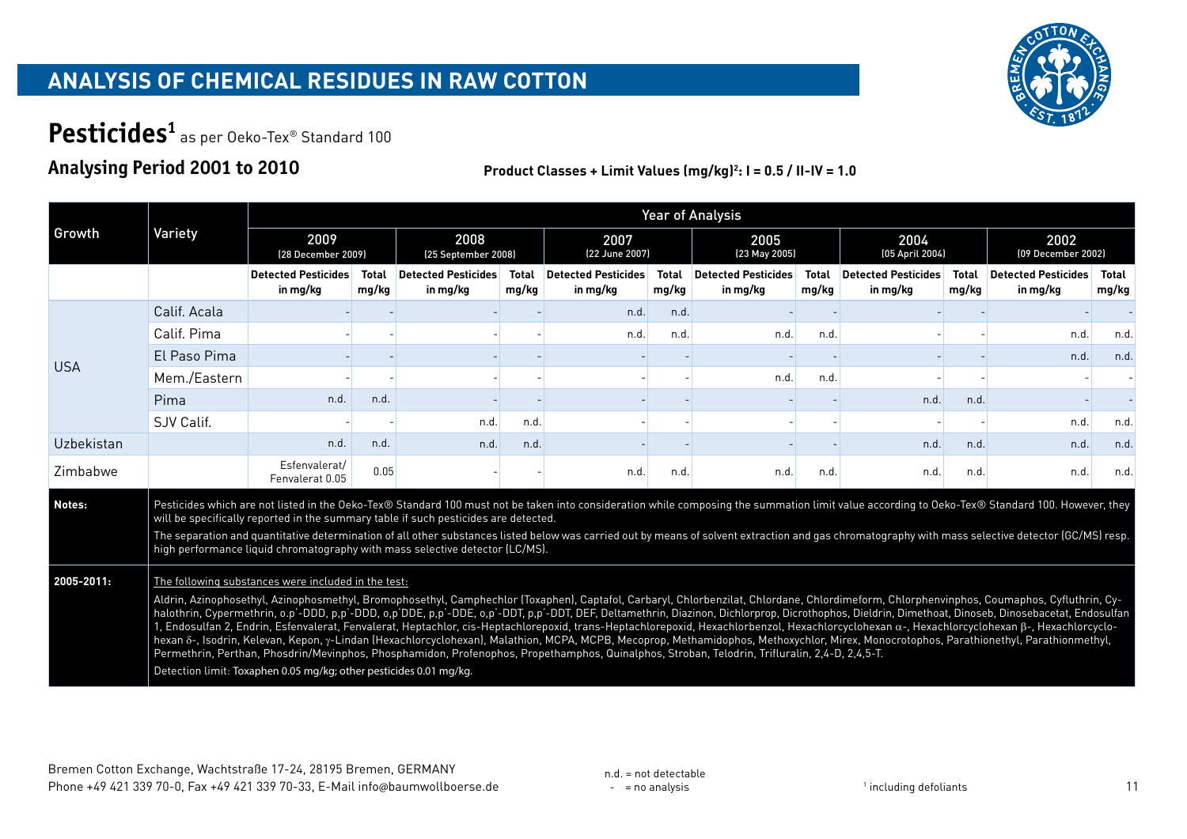# ANALYSIS OF CHEMICAL RESIDUES IN RAW COTTON

## Pesticides[1] as per Oeko-Tex® Standard 100

### Analysing Period 2001 to 2010

**Product Classes + Limit Values (mg/kg)[2]: I = 0.5 / II-IV = 1.0**

| Growth | Variety | Year of Analysis | | | | | | | | | | | |
|---|---|---|---|---|---|---|---|---|---|---|---|---|---|
| | | 2009 (28 December 2009) | | 2008 (25 September 2008) | | 2007 (22 June 2007) | | 2005 (23 May 2005) | | 2004 (05 April 2004) | | 2002 (09 December 2002) | |
| | | Detected Pesticides in mg/kg | Total mg/kg | Detected Pesticides in mg/kg | Total mg/kg | Detected Pesticides in mg/kg | Total mg/kg | Detected Pesticides in mg/kg | Total mg/kg | Detected Pesticides in mg/kg | Total mg/kg | Detected Pesticides in mg/kg | Total mg/kg |
| USA | Calif. Acala | - | - | - | - | n.d. | n.d. | - | - | - | - | - | - |
| | Calif. Pima | - | - | - | - | n.d. | n.d. | n.d. | n.d. | - | - | n.d. | n.d. |
| | El Paso Pima | - | - | - | - | - | - | - | - | - | - | n.d. | n.d. |
| | Mem./Eastern | - | - | - | - | - | - | n.d. | n.d. | - | - | - | - |
| | Pima | n.d. | n.d. | - | - | - | - | - | - | n.d. | n.d. | - | - |
| | SJV Calif. | - | - | n.d. | n.d. | - | - | - | - | - | - | n.d. | n.d. |
| Uzbekistan | | n.d. | n.d. | n.d. | n.d. | - | - | - | - | n.d. | n.d. | n.d. | n.d. |
| Zimbabwe | | Esfenvalerat/ Fenvalerat 0.05 | 0.05 | - | - | n.d. | n.d. | n.d. | n.d. | n.d. | n.d. | n.d. | n.d. |

**Notes:** Pesticides which are not listed in the Oeko-Tex® Standard 100 must not be taken into consideration while composing the summation limit value according to Oeko-Tex® Standard 100. However, they will be specifically reported in the summary table if such pesticides are detected.

The separation and quantitative determination of all other substances listed below was carried out by means of solvent extraction and gas chromatography with mass selective detector (GC/MS) resp. high performance liquid chromatography with mass selective detector (LC/MS).

**2005-2011:** The following substances were included in the test:

Aldrin, Azinophosethyl, Azinophosmethyl, Bromophosethyl, Camphechlor (Toxaphen), Captafol, Carbaryl, Chlorbenzilat, Chlordane, Chlordimeform, Chlorphenvinphos, Coumaphos, Cyfluthrin, Cyhalothrin, Cypermethrin, o.p'-DDD, p,p'-DDD, o,p'DDE, p,p'-DDE, o,p'-DDT, p,p'-DDT, DEF, Deltamethrin, Diazinon, Dichlorprop, Dicrothophos, Dieldrin, Dimethoat, Dinoseb, Dinosebacetat, Endosulfan 1, Endosulfan 2, Endrin, Esfenvalerat, Fenvalerat, Heptachlor, cis-Heptachlorepoxid, trans-Heptachlorepoxid, Hexachlorbenzol, Hexachlorcyclohexan $\alpha$-, Hexachlorcyclohexan $\beta$-, Hexachlorcyclohexan $\delta$-, Isodrin, Kelevan, Kepon, $\gamma$-Lindan (Hexachlorcyclohexan), Malathion, MCPA, MCPB, Mecoprop, Methamidophos, Methoxychlor, Mirex, Monocrotophos, Parathionethyl, Parathionmethyl, Permethrin, Perthan, Phosdrin/Mevinphos, Phosphamidon, Profenophos, Propethamphos, Quinalphos, Stroban, Telodrin, Trifluralin, 2,4-D, 2,4,5-T.

Detection limit: Toxaphen 0.05 mg/kg; other pesticides 0.01 mg/kg.

n.d. = not detectable
\- = no analysis

[1] including defoliants

Bremen Cotton Exchange, Wachtstraße 17-24, 28195 Bremen, GERMANY
Phone +49 421 339 70-0, Fax +49 421 339 70-33, E-Mail info@baumwollboerse.de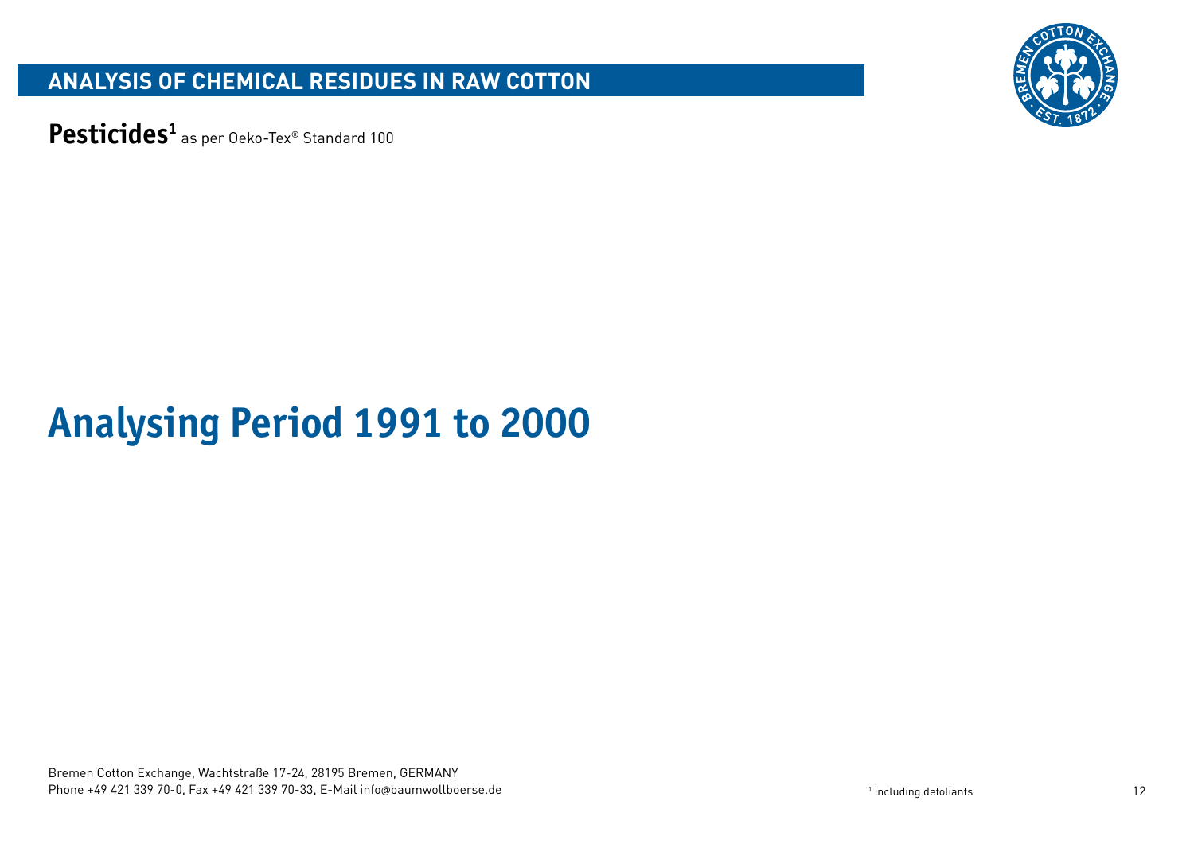# ANALYSIS OF CHEMICAL RESIDUES IN RAW COTTON

**Pesticides**[1] as per Oeko-Tex® Standard 100

## Analysing Period 1991 to 2000

Bremen Cotton Exchange, Wachtstraße 17-24, 28195 Bremen, GERMANY
Phone +49 421 339 70-0, Fax +49 421 339 70-33, E-Mail info@baumwollboerse.de

[1] including defoliants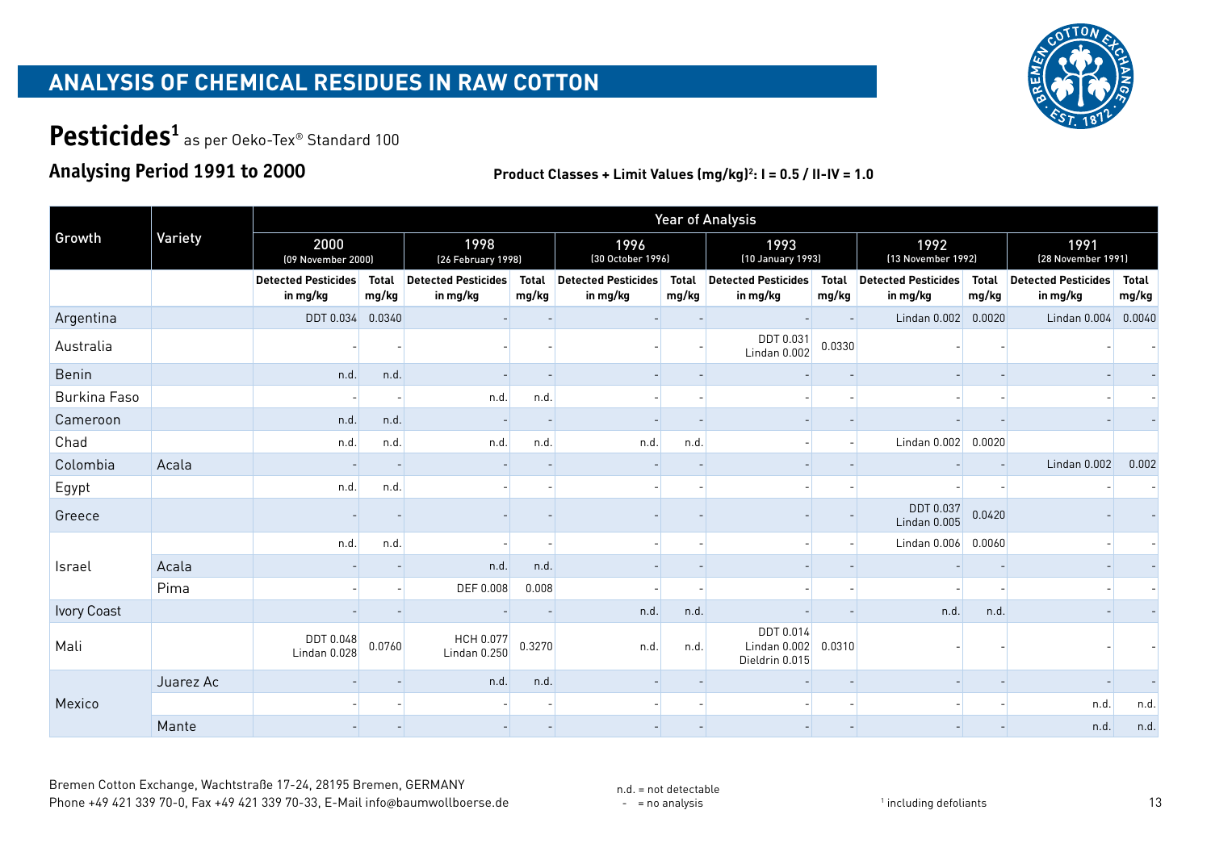# ANALYSIS OF CHEMICAL RESIDUES IN RAW COTTON

## Pesticides[1] as per Oeko-Tex® Standard 100

### Analysing Period 1991 to 2000

**Product Classes + Limit Values (mg/kg)[2]: I = 0.5 / II-IV = 1.0**

| Growth | Variety | 2000 (09 November 2000) | | 1998 (26 February 1998) | | 1996 (30 October 1996) | | 1993 (10 January 1993) | | 1992 (13 November 1992) | | 1991 (28 November 1991) | |
|---|---|---|---|---|---|---|---|---|---|---|---|---|---|
| | | Detected Pesticides in mg/kg | Total mg/kg | Detected Pesticides in mg/kg | Total mg/kg | Detected Pesticides in mg/kg | Total mg/kg | Detected Pesticides in mg/kg | Total mg/kg | Detected Pesticides in mg/kg | Total mg/kg | Detected Pesticides in mg/kg | Total mg/kg |
| Argentina | | DDT 0.034 | 0.0340 | - | - | - | - | - | - | Lindan 0.002 | 0.0020 | Lindan 0.004 | 0.0040 |
| Australia | | - | - | - | - | - | - | DDT 0.031 Lindan 0.002 | 0.0330 | - | - | - | - |
| Benin | | n.d. | n.d. | - | - | - | - | - | - | - | - | - | - |
| Burkina Faso | | - | - | n.d. | n.d. | - | - | - | - | - | - | - | - |
| Cameroon | | n.d. | n.d. | - | - | - | - | - | - | - | - | - | - |
| Chad | | n.d. | n.d. | n.d. | n.d. | n.d. | n.d. | - | - | Lindan 0.002 | 0.0020 | | |
| Colombia | Acala | - | - | - | - | - | - | - | - | - | - | Lindan 0.002 | 0.002 |
| Egypt | | n.d. | n.d. | - | - | - | - | - | - | - | - | - | - |
| Greece | | - | - | - | - | - | - | - | - | DDT 0.037 Lindan 0.005 | 0.0420 | - | - |
| Israel | | n.d. | n.d. | - | - | - | - | - | - | Lindan 0.006 | 0.0060 | - | - |
| Israel | Acala | - | - | n.d. | n.d. | - | - | - | - | - | - | - | - |
| Israel | Pima | - | - | DEF 0.008 | 0.008 | - | - | - | - | - | - | - | - |
| Ivory Coast | | - | - | - | - | n.d. | n.d. | - | - | n.d. | n.d. | - | - |
| Mali | | DDT 0.048 Lindan 0.028 | 0.0760 | HCH 0.077 Lindan 0.250 | 0.3270 | n.d. | n.d. | DDT 0.014 Lindan 0.002 Dieldrin 0.015 | 0.0310 | - | - | - | - |
| Mexico | Juarez Ac | - | - | n.d. | n.d. | - | - | - | - | - | - | - | - |
| Mexico | | - | - | - | - | - | - | - | - | - | - | n.d. | n.d. |
| Mexico | Mante | - | - | - | - | - | - | - | - | - | - | n.d. | n.d. |

n.d. = not detectable
\- = no analysis

[1] including defoliants

Bremen Cotton Exchange, Wachtstraße 17-24, 28195 Bremen, GERMANY
Phone +49 421 339 70-0, Fax +49 421 339 70-33, E-Mail info@baumwollboerse.de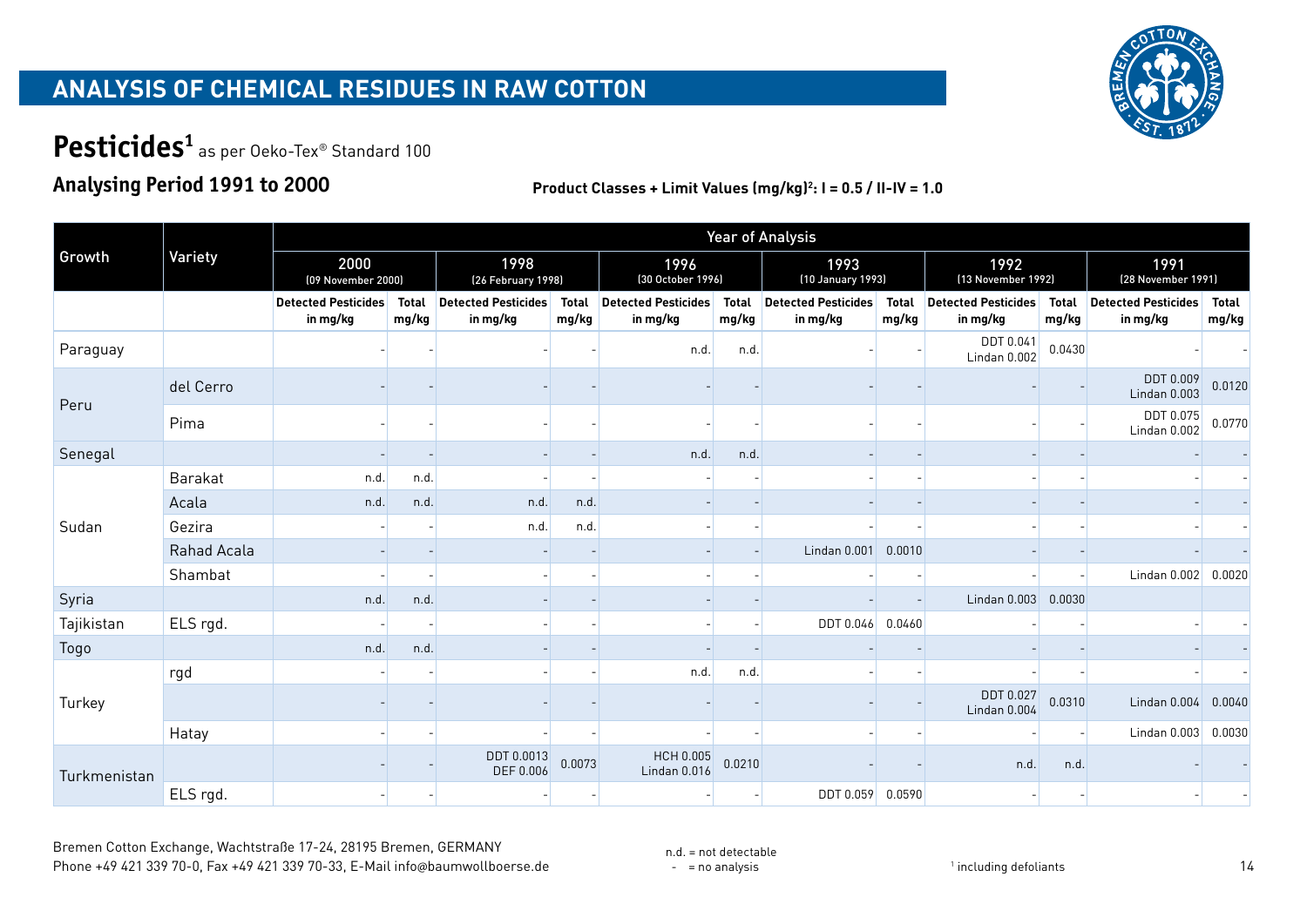# ANALYSIS OF CHEMICAL RESIDUES IN RAW COTTON

## Pesticides[1] as per Oeko-Tex® Standard 100

### Analysing Period 1991 to 2000

**Product Classes + Limit Values (mg/kg)²: I = 0.5 / II-IV = 1.0**

| Growth | Variety | Year of Analysis | | | | | | | | | | | |
|---|---|---|---|---|---|---|---|---|---|---|---|---|---|
| | | 2000 (09 November 2000) | | 1998 (26 February 1998) | | 1996 (30 October 1996) | | 1993 (10 January 1993) | | 1992 (13 November 1992) | | 1991 (28 November 1991) | |
| | | Detected Pesticides in mg/kg | Total mg/kg | Detected Pesticides in mg/kg | Total mg/kg | Detected Pesticides in mg/kg | Total mg/kg | Detected Pesticides in mg/kg | Total mg/kg | Detected Pesticides in mg/kg | Total mg/kg | Detected Pesticides in mg/kg | Total mg/kg |
| Paraguay | | - | - | - | - | n.d. | n.d. | - | - | DDT 0.041 Lindan 0.002 | 0.0430 | - | - |
| Peru | del Cerro | - | - | - | - | - | - | - | - | - | - | DDT 0.009 Lindan 0.003 | 0.0120 |
| | Pima | - | - | - | - | - | - | - | - | - | - | DDT 0.075 Lindan 0.002 | 0.0770 |
| Senegal | | - | - | - | - | n.d. | n.d. | - | - | - | - | - | - |
| Sudan | Barakat | n.d. | n.d. | - | - | - | - | - | - | - | - | - | - |
| | Acala | n.d. | n.d. | n.d. | n.d. | - | - | - | - | - | - | - | - |
| | Gezira | - | - | n.d. | n.d. | - | - | - | - | - | - | - | - |
| | Rahad Acala | - | - | - | - | - | - | Lindan 0.001 | 0.0010 | - | - | - | - |
| | Shambat | - | - | - | - | - | - | - | - | - | - | Lindan 0.002 | 0.0020 |
| Syria | | n.d. | n.d. | - | - | - | - | - | - | Lindan 0.003 | 0.0030 | | |
| Tajikistan | ELS rgd. | - | - | - | - | - | - | DDT 0.046 | 0.0460 | - | - | - | - |
| Togo | | n.d. | n.d. | - | - | - | - | - | - | - | - | - | - |
| Turkey | rgd | - | - | - | - | n.d. | n.d. | - | - | - | - | - | - |
| | | - | - | - | - | - | - | - | - | DDT 0.027 Lindan 0.004 | 0.0310 | Lindan 0.004 | 0.0040 |
| | Hatay | - | - | - | - | - | - | - | - | - | - | Lindan 0.003 | 0.0030 |
| Turkmenistan | | - | - | DDT 0.0013 DEF 0.006 | 0.0073 | HCH 0.005 Lindan 0.016 | 0.0210 | - | - | n.d. | n.d. | - | - |
| | ELS rgd. | - | - | - | - | - | - | DDT 0.059 | 0.0590 | - | - | - | - |

Bremen Cotton Exchange, Wachtstraße 17-24, 28195 Bremen, GERMANY
Phone +49 421 339 70-0, Fax +49 421 339 70-33, E-Mail info@baumwollboerse.de

n.d. = not detectable
\- = no analysis

[1] including defoliants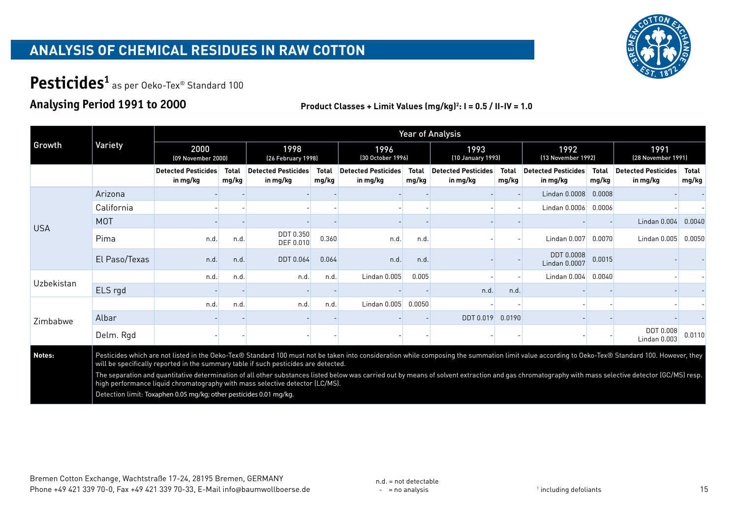# ANALYSIS OF CHEMICAL RESIDUES IN RAW COTTON

## Pesticides[1] as per Oeko-Tex® Standard 100

### Analysing Period 1991 to 2000

**Product Classes + Limit Values (mg/kg)[2]: I = 0.5 / II-IV = 1.0**

| Growth | Variety | Year of Analysis | | | | | | | | | | | |
|---|---|---|---|---|---|---|---|---|---|---|---|---|---|
| | | 2000 (09 November 2000) | | 1998 (26 February 1998) | | 1996 (30 October 1996) | | 1993 (10 January 1993) | | 1992 (13 November 1992) | | 1991 (28 November 1991) | |
| | | Detected Pesticides in mg/kg | Total mg/kg | Detected Pesticides in mg/kg | Total mg/kg | Detected Pesticides in mg/kg | Total mg/kg | Detected Pesticides in mg/kg | Total mg/kg | Detected Pesticides in mg/kg | Total mg/kg | Detected Pesticides in mg/kg | Total mg/kg |
| USA | Arizona | - | - | - | - | - | - | - | - | Lindan 0.0008 | 0.0008 | - | - |
| | California | - | - | - | - | - | - | - | - | Lindan 0.0006 | 0.0006 | - | - |
| | MOT | - | - | - | - | - | - | - | - | - | - | Lindan 0.004 | 0.0040 |
| | Pima | n.d. | n.d. | DDT 0.350 DEF 0.010 | 0.360 | n.d. | n.d. | - | - | Lindan 0.007 | 0.0070 | Lindan 0.005 | 0.0050 |
| | El Paso/Texas | n.d. | n.d. | DDT 0.064 | 0.064 | n.d. | n.d. | - | - | DDT 0.0008 Lindan 0.0007 | 0.0015 | - | - |
| Uzbekistan | | n.d. | n.d. | n.d. | n.d. | Lindan 0.005 | 0.005 | - | - | Lindan 0.004 | 0.0040 | - | - |
| | ELS rgd | - | - | - | - | - | - | n.d. | n.d. | - | - | - | - |
| Zimbabwe | | n.d. | n.d. | n.d. | n.d. | Lindan 0.005 | 0.0050 | - | - | - | - | - | - |
| | Albar | - | - | - | - | - | - | DDT 0.019 | 0.0190 | - | - | - | - |
| | Delm. Rgd | - | - | - | - | - | - | - | - | - | - | DDT 0.008 Lindan 0.003 | 0.0110 |

**Notes:**

Pesticides which are not listed in the Oeko-Tex® Standard 100 must not be taken into consideration while composing the summation limit value according to Oeko-Tex® Standard 100. However, they will be specifically reported in the summary table if such pesticides are detected.

The separation and quantitative determination of all other substances listed below was carried out by means of solvent extraction and gas chromatography with mass selective detector (GC/MS) resp. high performance liquid chromatography with mass selective detector (LC/MS).

Detection limit: Toxaphen 0.05 mg/kg; other pesticides 0.01 mg/kg.

Bremen Cotton Exchange, Wachtstraße 17-24, 28195 Bremen, GERMANY
Phone +49 421 339 70-0, Fax +49 421 339 70-33, E-Mail info@baumwollboerse.de

n.d. = not detectable
- = no analysis

[1] including defoliants